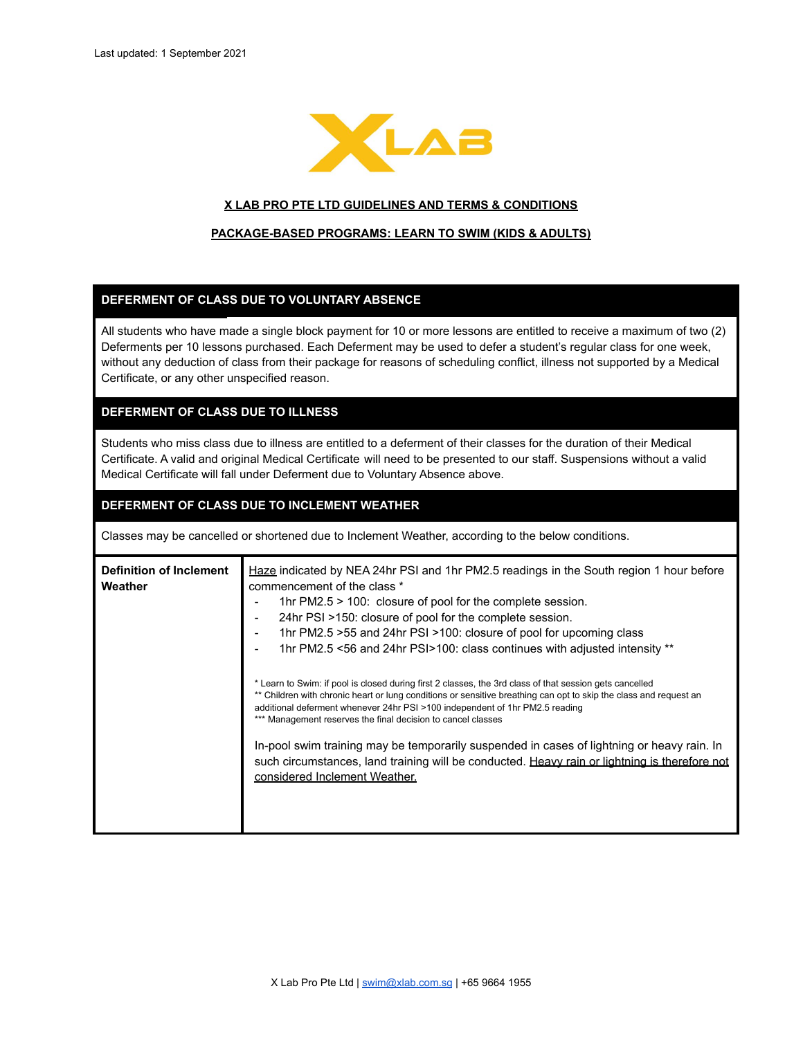Last updated: 1 September 2021

XLAB

## X LAB PRO PTE LTD GUIDELINES AND TERMS & CONDITIONS

## PACKAGE-BASED PROGRAMS: LEARN TO SWIM (KIDS & ADULTS)

### DEFERMENT OF CLASS DUE TO VOLUNTARY ABSENCE

All students who have made a single block payment for 10 or more lessons are entitled to receive a maximum of two (2) Deferments per 10 lessons purchased. Each Deferment may be used to defer a student's regular class for one week, without any deduction of class from their package for reasons of scheduling conflict, illness not supported by a Medical Certificate, or any other unspecified reason.

### DEFERMENT OF CLASS DUE TO ILLNESS

Students who miss class due to illness are entitled to a deferment of their classes for the duration of their Medical Certificate. A valid and original Medical Certificate will need to be presented to our staff. Suspensions without a valid Medical Certificate will fall under Deferment due to Voluntary Absence above.

### DEFERMENT OF CLASS DUE TO INCLEMENT WEATHER

Classes may be cancelled or shortened due to Inclement Weather, according to the below conditions.

| **Definition of Inclement Weather** | Haze indicated by NEA 24hr PSI and 1hr PM2.5 readings in the South region 1 hour before commencement of the class * <br>- 1hr PM2.5 > 100: closure of pool for the complete session.<br>- 24hr PSI >150: closure of pool for the complete session.<br>- 1hr PM2.5 >55 and 24hr PSI >100: closure of pool for upcoming class<br>- 1hr PM2.5 <56 and 24hr PSI>100: class continues with adjusted intensity **<br><br>* Learn to Swim: if pool is closed during first 2 classes, the 3rd class of that session gets cancelled<br>** Children with chronic heart or lung conditions or sensitive breathing can opt to skip the class and request an additional deferment whenever 24hr PSI >100 independent of 1hr PM2.5 reading<br>*** Management reserves the final decision to cancel classes<br><br>In-pool swim training may be temporarily suspended in cases of lightning or heavy rain. In such circumstances, land training will be conducted. Heavy rain or lightning is therefore not considered Inclement Weather. |
|---|---|

X Lab Pro Pte Ltd | swim@xlab.com.sg | +65 9664 1955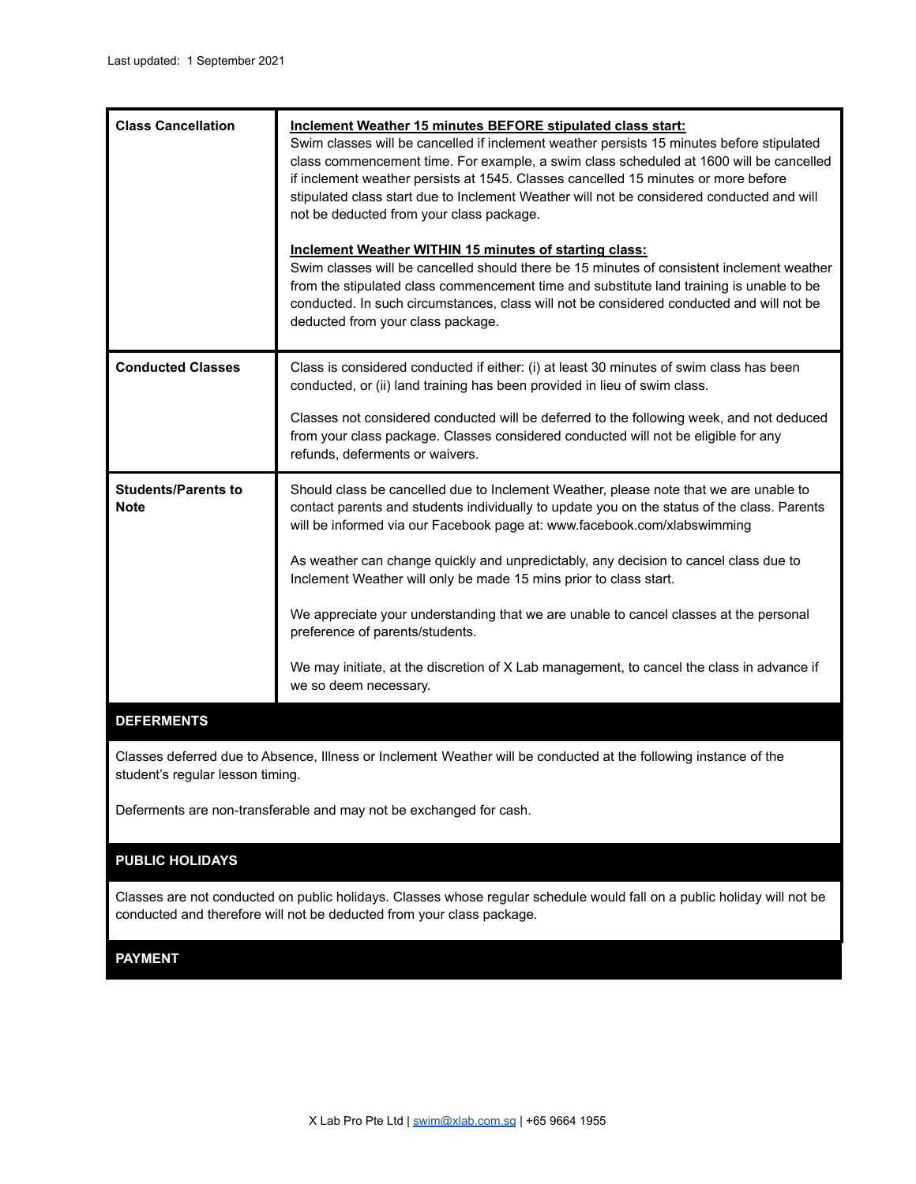Last updated: 1 September 2021

| | |
|---|---|
| **Class Cancellation** | **<u>Inclement Weather 15 minutes BEFORE stipulated class start:</u>**<br>Swim classes will be cancelled if inclement weather persists 15 minutes before stipulated class commencement time. For example, a swim class scheduled at 1600 will be cancelled if inclement weather persists at 1545. Classes cancelled 15 minutes or more before stipulated class start due to Inclement Weather will not be considered conducted and will not be deducted from your class package.<br><br>**<u>Inclement Weather WITHIN 15 minutes of starting class:</u>**<br>Swim classes will be cancelled should there be 15 minutes of consistent inclement weather from the stipulated class commencement time and substitute land training is unable to be conducted. In such circumstances, class will not be considered conducted and will not be deducted from your class package. |
| **Conducted Classes** | Class is considered conducted if either: (i) at least 30 minutes of swim class has been conducted, or (ii) land training has been provided in lieu of swim class.<br><br>Classes not considered conducted will be deferred to the following week, and not deduced from your class package. Classes considered conducted will not be eligible for any refunds, deferments or waivers. |
| **Students/Parents to Note** | Should class be cancelled due to Inclement Weather, please note that we are unable to contact parents and students individually to update you on the status of the class. Parents will be informed via our Facebook page at: www.facebook.com/xlabswimming<br><br>As weather can change quickly and unpredictably, any decision to cancel class due to Inclement Weather will only be made 15 mins prior to class start.<br><br>We appreciate your understanding that we are unable to cancel classes at the personal preference of parents/students.<br><br>We may initiate, at the discretion of X Lab management, to cancel the class in advance if we so deem necessary. |

## DEFERMENTS

Classes deferred due to Absence, Illness or Inclement Weather will be conducted at the following instance of the student's regular lesson timing.

Deferments are non-transferable and may not be exchanged for cash.

## PUBLIC HOLIDAYS

Classes are not conducted on public holidays. Classes whose regular schedule would fall on a public holiday will not be conducted and therefore will not be deducted from your class package.

## PAYMENT

X Lab Pro Pte Ltd | swim@xlab.com.sg | +65 9664 1955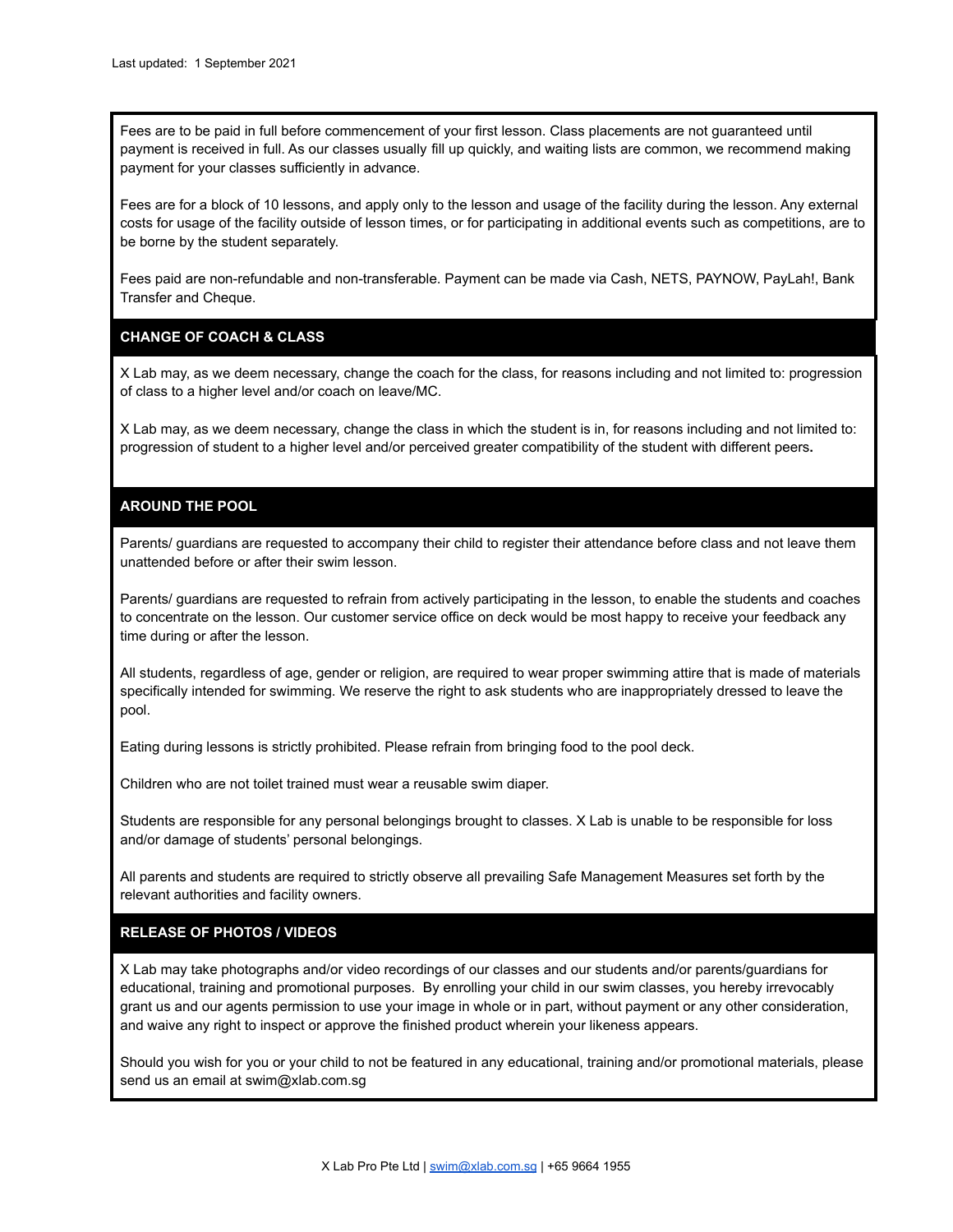Last updated: 1 September 2021

Fees are to be paid in full before commencement of your first lesson. Class placements are not guaranteed until payment is received in full. As our classes usually fill up quickly, and waiting lists are common, we recommend making payment for your classes sufficiently in advance.

Fees are for a block of 10 lessons, and apply only to the lesson and usage of the facility during the lesson. Any external costs for usage of the facility outside of lesson times, or for participating in additional events such as competitions, are to be borne by the student separately.

Fees paid are non-refundable and non-transferable. Payment can be made via Cash, NETS, PAYNOW, PayLah!, Bank Transfer and Cheque.

## CHANGE OF COACH & CLASS

X Lab may, as we deem necessary, change the coach for the class, for reasons including and not limited to: progression of class to a higher level and/or coach on leave/MC.

X Lab may, as we deem necessary, change the class in which the student is in, for reasons including and not limited to: progression of student to a higher level and/or perceived greater compatibility of the student with different peers.

## AROUND THE POOL

Parents/ guardians are requested to accompany their child to register their attendance before class and not leave them unattended before or after their swim lesson.

Parents/ guardians are requested to refrain from actively participating in the lesson, to enable the students and coaches to concentrate on the lesson. Our customer service office on deck would be most happy to receive your feedback any time during or after the lesson.

All students, regardless of age, gender or religion, are required to wear proper swimming attire that is made of materials specifically intended for swimming. We reserve the right to ask students who are inappropriately dressed to leave the pool.

Eating during lessons is strictly prohibited. Please refrain from bringing food to the pool deck.

Children who are not toilet trained must wear a reusable swim diaper.

Students are responsible for any personal belongings brought to classes. X Lab is unable to be responsible for loss and/or damage of students' personal belongings.

All parents and students are required to strictly observe all prevailing Safe Management Measures set forth by the relevant authorities and facility owners.

## RELEASE OF PHOTOS / VIDEOS

X Lab may take photographs and/or video recordings of our classes and our students and/or parents/guardians for educational, training and promotional purposes. By enrolling your child in our swim classes, you hereby irrevocably grant us and our agents permission to use your image in whole or in part, without payment or any other consideration, and waive any right to inspect or approve the finished product wherein your likeness appears.

Should you wish for you or your child to not be featured in any educational, training and/or promotional materials, please send us an email at swim@xlab.com.sg

X Lab Pro Pte Ltd | swim@xlab.com.sg | +65 9664 1955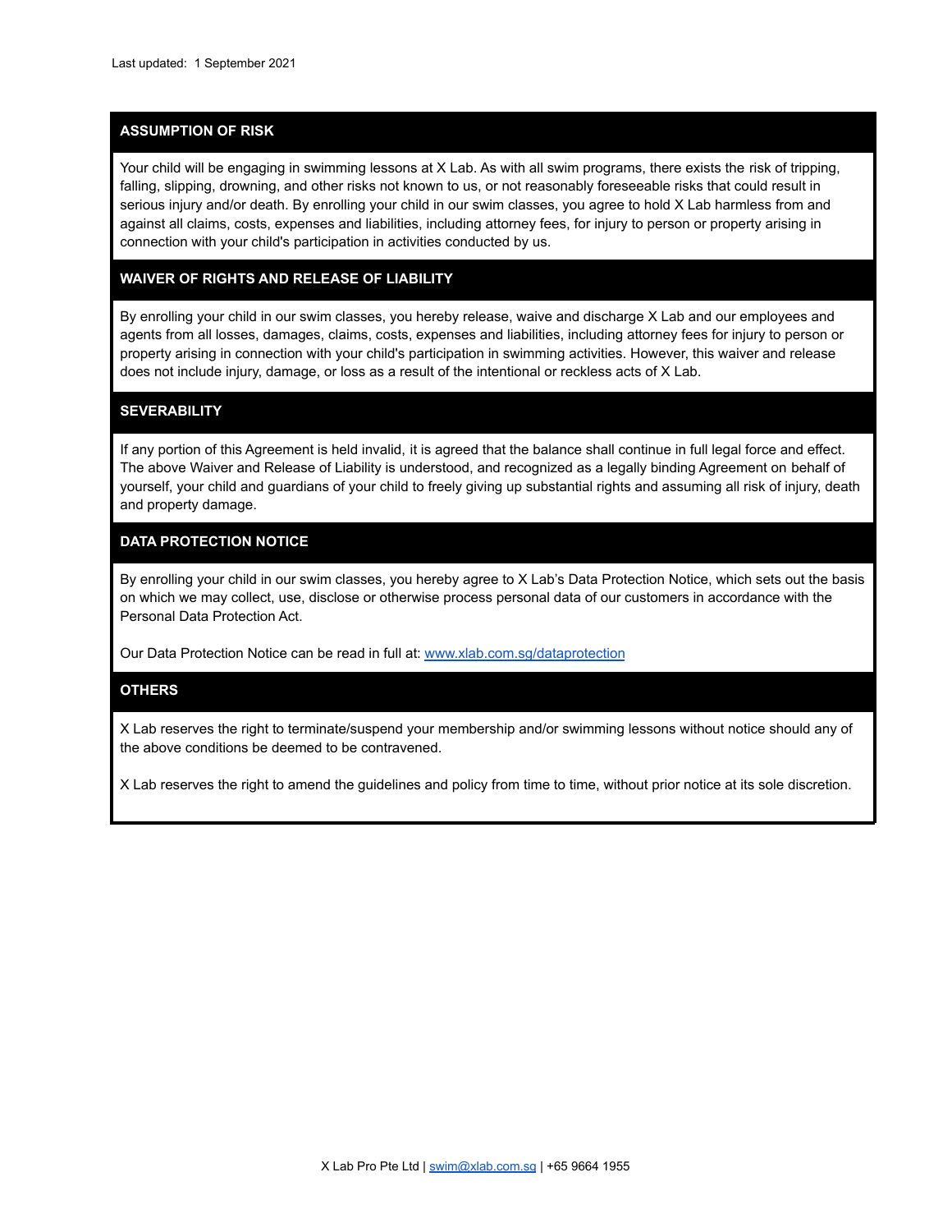Last updated: 1 September 2021

## ASSUMPTION OF RISK

Your child will be engaging in swimming lessons at X Lab. As with all swim programs, there exists the risk of tripping, falling, slipping, drowning, and other risks not known to us, or not reasonably foreseeable risks that could result in serious injury and/or death. By enrolling your child in our swim classes, you agree to hold X Lab harmless from and against all claims, costs, expenses and liabilities, including attorney fees, for injury to person or property arising in connection with your child's participation in activities conducted by us.

## WAIVER OF RIGHTS AND RELEASE OF LIABILITY

By enrolling your child in our swim classes, you hereby release, waive and discharge X Lab and our employees and agents from all losses, damages, claims, costs, expenses and liabilities, including attorney fees for injury to person or property arising in connection with your child's participation in swimming activities. However, this waiver and release does not include injury, damage, or loss as a result of the intentional or reckless acts of X Lab.

## SEVERABILITY

If any portion of this Agreement is held invalid, it is agreed that the balance shall continue in full legal force and effect. The above Waiver and Release of Liability is understood, and recognized as a legally binding Agreement on behalf of yourself, your child and guardians of your child to freely giving up substantial rights and assuming all risk of injury, death and property damage.

## DATA PROTECTION NOTICE

By enrolling your child in our swim classes, you hereby agree to X Lab's Data Protection Notice, which sets out the basis on which we may collect, use, disclose or otherwise process personal data of our customers in accordance with the Personal Data Protection Act.

Our Data Protection Notice can be read in full at: [www.xlab.com.sg/dataprotection](http://www.xlab.com.sg/dataprotection)

## OTHERS

X Lab reserves the right to terminate/suspend your membership and/or swimming lessons without notice should any of the above conditions be deemed to be contravened.

X Lab reserves the right to amend the guidelines and policy from time to time, without prior notice at its sole discretion.

X Lab Pro Pte Ltd | [swim@xlab.com.sg](mailto:swim@xlab.com.sg) | +65 9664 1955